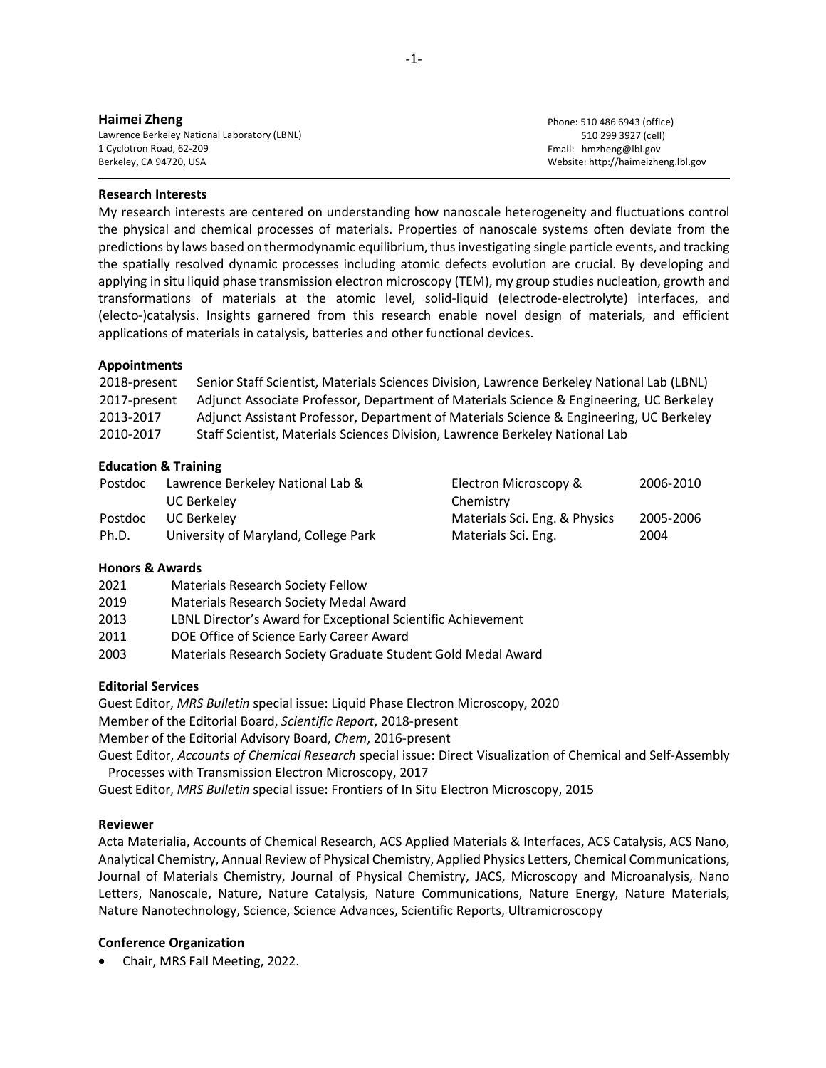**Haimei Zheng**

Lawrence Berkeley National Laboratory (LBNL)
1 Cyclotron Road, 62-209
Berkeley, CA 94720, USA

Phone: 510 486 6943 (office)
510 299 3927 (cell)
Email: hmzheng@lbl.gov
Website: http://haimeizheng.lbl.gov

---

### Research Interests

My research interests are centered on understanding how nanoscale heterogeneity and fluctuations control the physical and chemical processes of materials. Properties of nanoscale systems often deviate from the predictions by laws based on thermodynamic equilibrium, thus investigating single particle events, and tracking the spatially resolved dynamic processes including atomic defects evolution are crucial. By developing and applying in situ liquid phase transmission electron microscopy (TEM), my group studies nucleation, growth and transformations of materials at the atomic level, solid-liquid (electrode-electrolyte) interfaces, and (electo-)catalysis. Insights garnered from this research enable novel design of materials, and efficient applications of materials in catalysis, batteries and other functional devices.

### Appointments

| | |
|---|---|
| 2018-present | Senior Staff Scientist, Materials Sciences Division, Lawrence Berkeley National Lab (LBNL) |
| 2017-present | Adjunct Associate Professor, Department of Materials Science & Engineering, UC Berkeley |
| 2013-2017 | Adjunct Assistant Professor, Department of Materials Science & Engineering, UC Berkeley |
| 2010-2017 | Staff Scientist, Materials Sciences Division, Lawrence Berkeley National Lab |

### Education & Training

| | | | |
|---|---|---|---|
| Postdoc | Lawrence Berkeley National Lab & UC Berkeley | Electron Microscopy & Chemistry | 2006-2010 |
| Postdoc | UC Berkeley | Materials Sci. Eng. & Physics | 2005-2006 |
| Ph.D. | University of Maryland, College Park | Materials Sci. Eng. | 2004 |

### Honors & Awards

| | |
|---|---|
| 2021 | Materials Research Society Fellow |
| 2019 | Materials Research Society Medal Award |
| 2013 | LBNL Director's Award for Exceptional Scientific Achievement |
| 2011 | DOE Office of Science Early Career Award |
| 2003 | Materials Research Society Graduate Student Gold Medal Award |

### Editorial Services

Guest Editor, *MRS Bulletin* special issue: Liquid Phase Electron Microscopy, 2020
Member of the Editorial Board, *Scientific Report*, 2018-present
Member of the Editorial Advisory Board, *Chem*, 2016-present
Guest Editor, *Accounts of Chemical Research* special issue: Direct Visualization of Chemical and Self-Assembly Processes with Transmission Electron Microscopy, 2017
Guest Editor, *MRS Bulletin* special issue: Frontiers of In Situ Electron Microscopy, 2015

### Reviewer

Acta Materialia, Accounts of Chemical Research, ACS Applied Materials & Interfaces, ACS Catalysis, ACS Nano, Analytical Chemistry, Annual Review of Physical Chemistry, Applied Physics Letters, Chemical Communications, Journal of Materials Chemistry, Journal of Physical Chemistry, JACS, Microscopy and Microanalysis, Nano Letters, Nanoscale, Nature, Nature Catalysis, Nature Communications, Nature Energy, Nature Materials, Nature Nanotechnology, Science, Science Advances, Scientific Reports, Ultramicroscopy

### Conference Organization

- Chair, MRS Fall Meeting, 2022.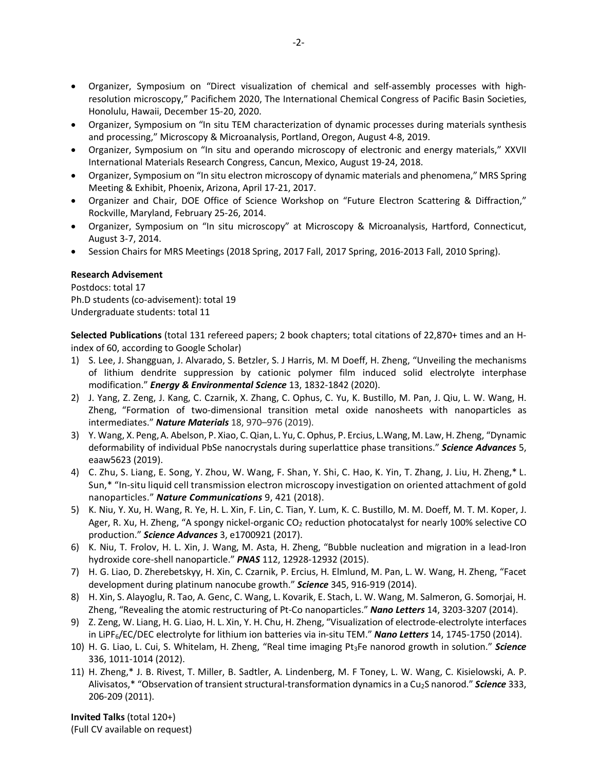- Organizer, Symposium on "Direct visualization of chemical and self-assembly processes with high-resolution microscopy," Pacifichem 2020, The International Chemical Congress of Pacific Basin Societies, Honolulu, Hawaii, December 15-20, 2020.
- Organizer, Symposium on "In situ TEM characterization of dynamic processes during materials synthesis and processing," Microscopy & Microanalysis, Portland, Oregon, August 4-8, 2019.
- Organizer, Symposium on "In situ and operando microscopy of electronic and energy materials," XXVII International Materials Research Congress, Cancun, Mexico, August 19-24, 2018.
- Organizer, Symposium on "In situ electron microscopy of dynamic materials and phenomena," MRS Spring Meeting & Exhibit, Phoenix, Arizona, April 17-21, 2017.
- Organizer and Chair, DOE Office of Science Workshop on "Future Electron Scattering & Diffraction," Rockville, Maryland, February 25-26, 2014.
- Organizer, Symposium on "In situ microscopy" at Microscopy & Microanalysis, Hartford, Connecticut, August 3-7, 2014.
- Session Chairs for MRS Meetings (2018 Spring, 2017 Fall, 2017 Spring, 2016-2013 Fall, 2010 Spring).

**Research Advisement**
Postdocs: total 17
Ph.D students (co-advisement): total 19
Undergraduate students: total 11

**Selected Publications** (total 131 refereed papers; 2 book chapters; total citations of 22,870+ times and an H-index of 60, according to Google Scholar)

1) S. Lee, J. Shangguan, J. Alvarado, S. Betzler, S. J Harris, M. M Doeff, H. Zheng, "Unveiling the mechanisms of lithium dendrite suppression by cationic polymer film induced solid electrolyte interphase modification." ***Energy & Environmental Science*** 13, 1832-1842 (2020).
2) J. Yang, Z. Zeng, J. Kang, C. Czarnik, X. Zhang, C. Ophus, C. Yu, K. Bustillo, M. Pan, J. Qiu, L. W. Wang, H. Zheng, "Formation of two-dimensional transition metal oxide nanosheets with nanoparticles as intermediates." ***Nature Materials*** 18, 970–976 (2019).
3) Y. Wang, X. Peng, A. Abelson, P. Xiao, C. Qian, L. Yu, C. Ophus, P. Ercius, L.Wang, M. Law, H. Zheng, "Dynamic deformability of individual PbSe nanocrystals during superlattice phase transitions." ***Science Advances*** 5, eaaw5623 (2019).
4) C. Zhu, S. Liang, E. Song, Y. Zhou, W. Wang, F. Shan, Y. Shi, C. Hao, K. Yin, T. Zhang, J. Liu, H. Zheng,* L. Sun,* "In-situ liquid cell transmission electron microscopy investigation on oriented attachment of gold nanoparticles." ***Nature Communications*** 9, 421 (2018).
5) K. Niu, Y. Xu, H. Wang, R. Ye, H. L. Xin, F. Lin, C. Tian, Y. Lum, K. C. Bustillo, M. M. Doeff, M. T. M. Koper, J. Ager, R. Xu, H. Zheng, "A spongy nickel-organic $CO_2$ reduction photocatalyst for nearly 100% selective CO production." ***Science Advances*** 3, e1700921 (2017).
6) K. Niu, T. Frolov, H. L. Xin, J. Wang, M. Asta, H. Zheng, "Bubble nucleation and migration in a lead-Iron hydroxide core-shell nanoparticle." ***PNAS*** 112, 12928-12932 (2015).
7) H. G. Liao, D. Zherebetskyy, H. Xin, C. Czarnik, P. Ercius, H. Elmlund, M. Pan, L. W. Wang, H. Zheng, "Facet development during platinum nanocube growth." ***Science*** 345, 916-919 (2014).
8) H. Xin, S. Alayoglu, R. Tao, A. Genc, C. Wang, L. Kovarik, E. Stach, L. W. Wang, M. Salmeron, G. Somorjai, H. Zheng, "Revealing the atomic restructuring of Pt-Co nanoparticles." ***Nano Letters*** 14, 3203-3207 (2014).
9) Z. Zeng, W. Liang, H. G. Liao, H. L. Xin, Y. H. Chu, H. Zheng, "Visualization of electrode-electrolyte interfaces in $LiPF_6$/EC/DEC electrolyte for lithium ion batteries via in-situ TEM." ***Nano Letters*** 14, 1745-1750 (2014).
10) H. G. Liao, L. Cui, S. Whitelam, H. Zheng, "Real time imaging $Pt_3Fe$ nanorod growth in solution." ***Science*** 336, 1011-1014 (2012).
11) H. Zheng,* J. B. Rivest, T. Miller, B. Sadtler, A. Lindenberg, M. F Toney, L. W. Wang, C. Kisielowski, A. P. Alivisatos,* "Observation of transient structural-transformation dynamics in a $Cu_2S$ nanorod." ***Science*** 333, 206-209 (2011).

**Invited Talks** (total 120+)
(Full CV available on request)